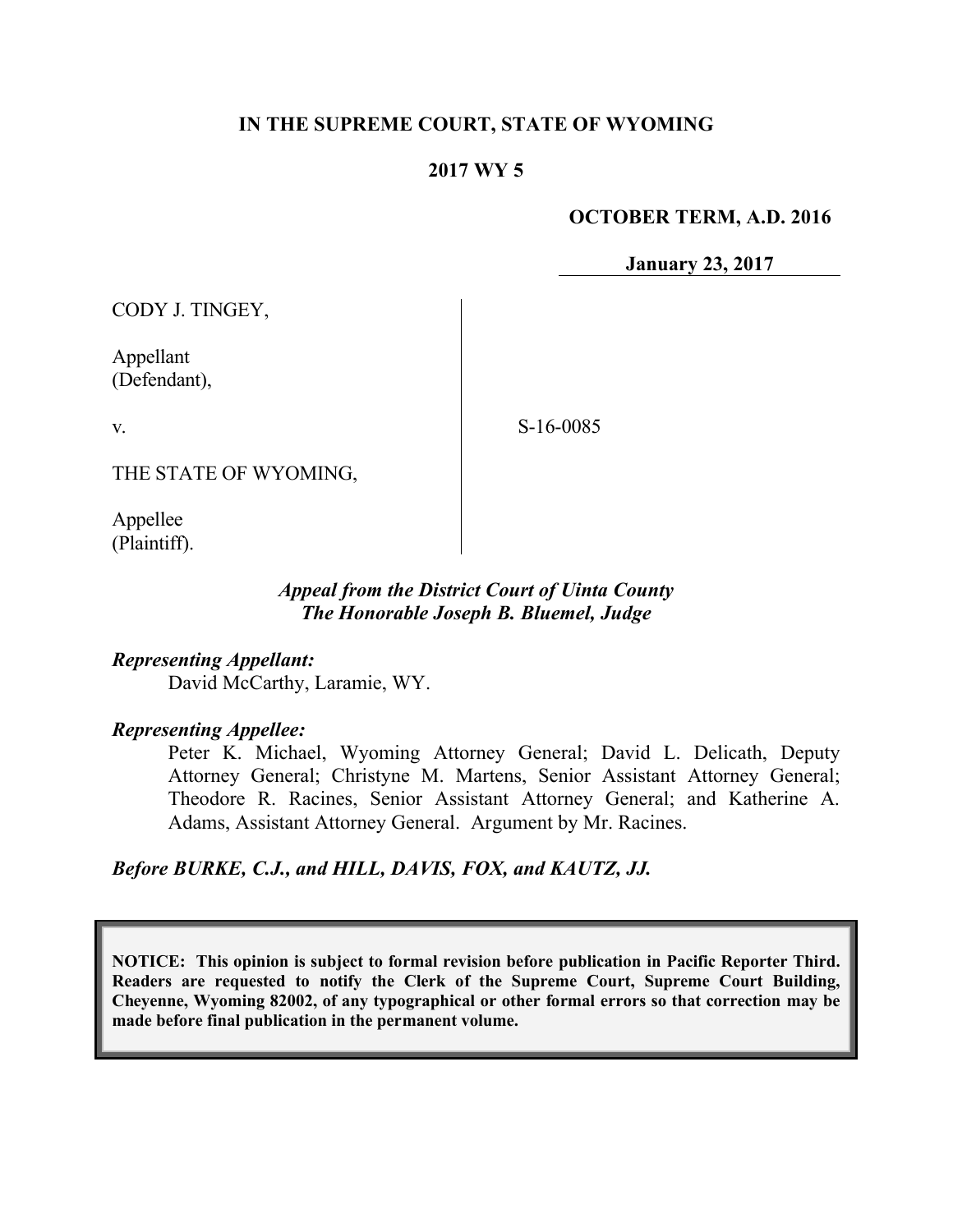**IN THE SUPREME COURT, STATE OF WYOMING**

**2017 WY 5**

**OCTOBER TERM, A.D. 2016**

**January 23, 2017**

CODY J. TINGEY,

Appellant
(Defendant),

v.

THE STATE OF WYOMING,

Appellee
(Plaintiff).

S-16-0085

***Appeal from the District Court of Uinta County***
***The Honorable Joseph B. Bluemel, Judge***

***Representing Appellant:***

David McCarthy, Laramie, WY.

***Representing Appellee:***

Peter K. Michael, Wyoming Attorney General; David L. Delicath, Deputy Attorney General; Christyne M. Martens, Senior Assistant Attorney General; Theodore R. Racines, Senior Assistant Attorney General; and Katherine A. Adams, Assistant Attorney General. Argument by Mr. Racines.

***Before BURKE, C.J., and HILL, DAVIS, FOX, and KAUTZ, JJ.***

**NOTICE: This opinion is subject to formal revision before publication in Pacific Reporter Third. Readers are requested to notify the Clerk of the Supreme Court, Supreme Court Building, Cheyenne, Wyoming 82002, of any typographical or other formal errors so that correction may be made before final publication in the permanent volume.**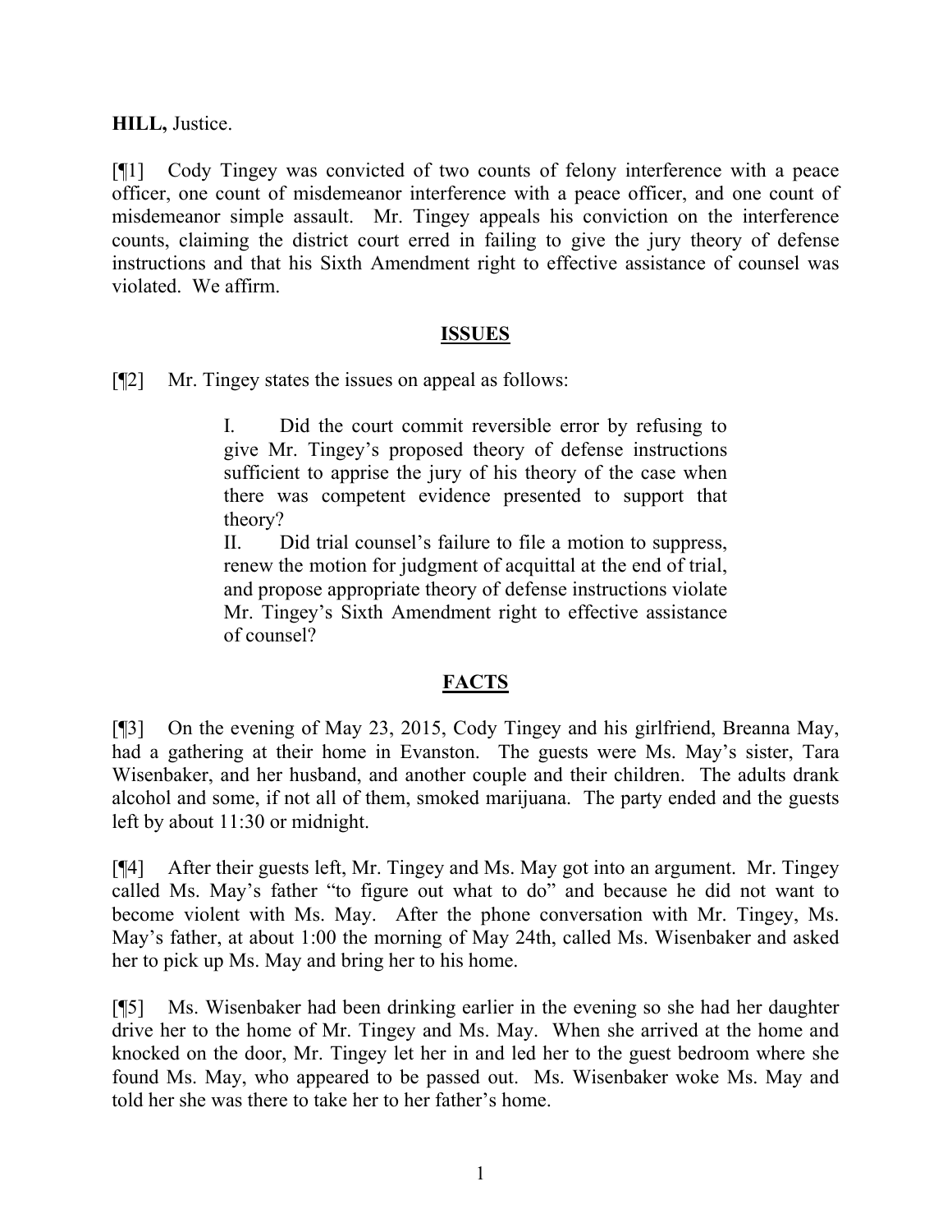**HILL,** Justice.

[¶1] Cody Tingey was convicted of two counts of felony interference with a peace officer, one count of misdemeanor interference with a peace officer, and one count of misdemeanor simple assault. Mr. Tingey appeals his conviction on the interference counts, claiming the district court erred in failing to give the jury theory of defense instructions and that his Sixth Amendment right to effective assistance of counsel was violated. We affirm.

## ISSUES

[¶2] Mr. Tingey states the issues on appeal as follows:

> I. Did the court commit reversible error by refusing to give Mr. Tingey's proposed theory of defense instructions sufficient to apprise the jury of his theory of the case when there was competent evidence presented to support that theory?
>
> II. Did trial counsel's failure to file a motion to suppress, renew the motion for judgment of acquittal at the end of trial, and propose appropriate theory of defense instructions violate Mr. Tingey's Sixth Amendment right to effective assistance of counsel?

## FACTS

[¶3] On the evening of May 23, 2015, Cody Tingey and his girlfriend, Breanna May, had a gathering at their home in Evanston. The guests were Ms. May's sister, Tara Wisenbaker, and her husband, and another couple and their children. The adults drank alcohol and some, if not all of them, smoked marijuana. The party ended and the guests left by about 11:30 or midnight.

[¶4] After their guests left, Mr. Tingey and Ms. May got into an argument. Mr. Tingey called Ms. May's father "to figure out what to do" and because he did not want to become violent with Ms. May. After the phone conversation with Mr. Tingey, Ms. May's father, at about 1:00 the morning of May 24th, called Ms. Wisenbaker and asked her to pick up Ms. May and bring her to his home.

[¶5] Ms. Wisenbaker had been drinking earlier in the evening so she had her daughter drive her to the home of Mr. Tingey and Ms. May. When she arrived at the home and knocked on the door, Mr. Tingey let her in and led her to the guest bedroom where she found Ms. May, who appeared to be passed out. Ms. Wisenbaker woke Ms. May and told her she was there to take her to her father's home.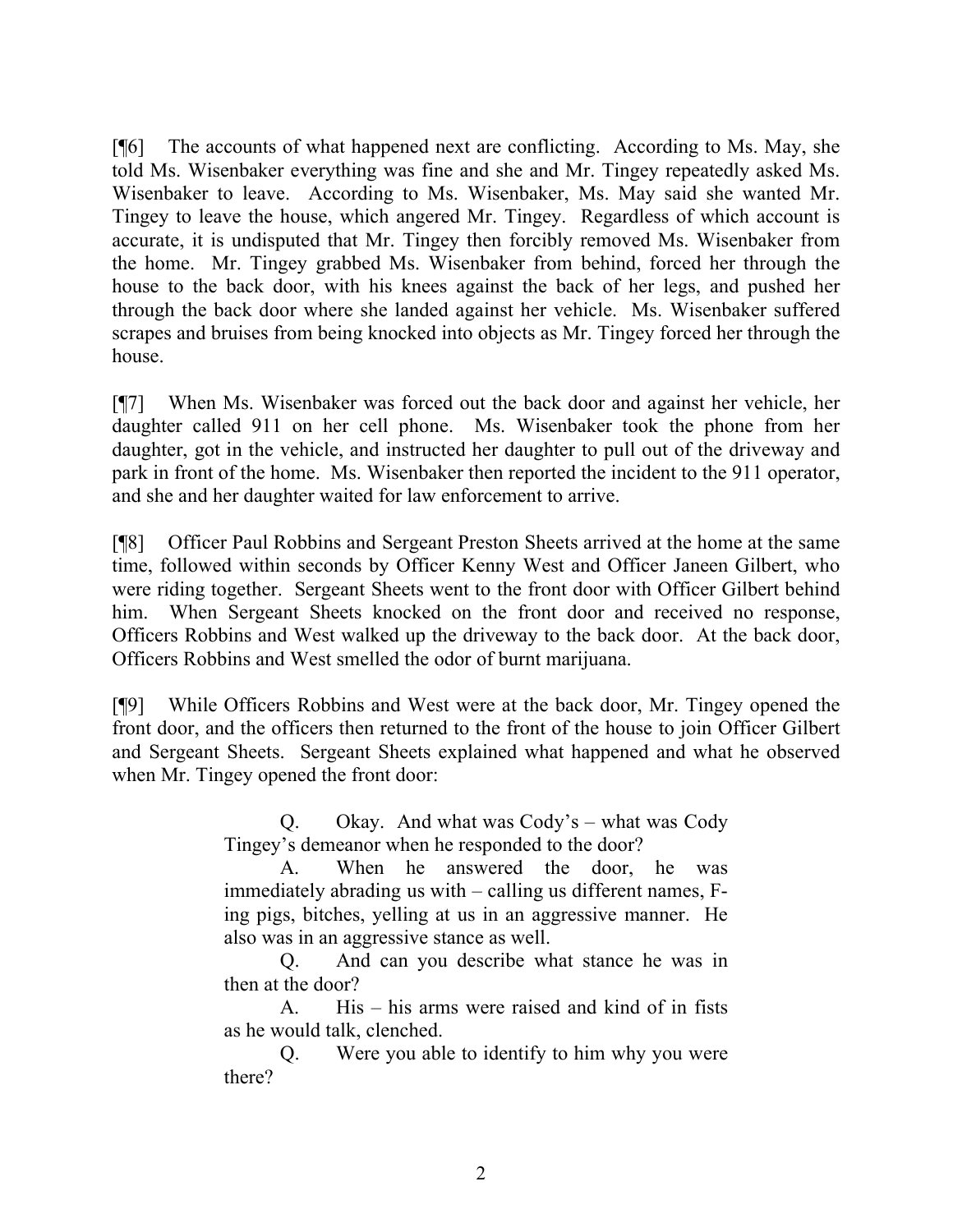[¶6] The accounts of what happened next are conflicting. According to Ms. May, she told Ms. Wisenbaker everything was fine and she and Mr. Tingey repeatedly asked Ms. Wisenbaker to leave. According to Ms. Wisenbaker, Ms. May said she wanted Mr. Tingey to leave the house, which angered Mr. Tingey. Regardless of which account is accurate, it is undisputed that Mr. Tingey then forcibly removed Ms. Wisenbaker from the home. Mr. Tingey grabbed Ms. Wisenbaker from behind, forced her through the house to the back door, with his knees against the back of her legs, and pushed her through the back door where she landed against her vehicle. Ms. Wisenbaker suffered scrapes and bruises from being knocked into objects as Mr. Tingey forced her through the house.

[¶7] When Ms. Wisenbaker was forced out the back door and against her vehicle, her daughter called 911 on her cell phone. Ms. Wisenbaker took the phone from her daughter, got in the vehicle, and instructed her daughter to pull out of the driveway and park in front of the home. Ms. Wisenbaker then reported the incident to the 911 operator, and she and her daughter waited for law enforcement to arrive.

[¶8] Officer Paul Robbins and Sergeant Preston Sheets arrived at the home at the same time, followed within seconds by Officer Kenny West and Officer Janeen Gilbert, who were riding together. Sergeant Sheets went to the front door with Officer Gilbert behind him. When Sergeant Sheets knocked on the front door and received no response, Officers Robbins and West walked up the driveway to the back door. At the back door, Officers Robbins and West smelled the odor of burnt marijuana.

[¶9] While Officers Robbins and West were at the back door, Mr. Tingey opened the front door, and the officers then returned to the front of the house to join Officer Gilbert and Sergeant Sheets. Sergeant Sheets explained what happened and what he observed when Mr. Tingey opened the front door:

> Q. Okay. And what was Cody's – what was Cody Tingey's demeanor when he responded to the door?
>
> A. When he answered the door, he was immediately abrading us with – calling us different names, F-ing pigs, bitches, yelling at us in an aggressive manner. He also was in an aggressive stance as well.
>
> Q. And can you describe what stance he was in then at the door?
>
> A. His – his arms were raised and kind of in fists as he would talk, clenched.
>
> Q. Were you able to identify to him why you were there?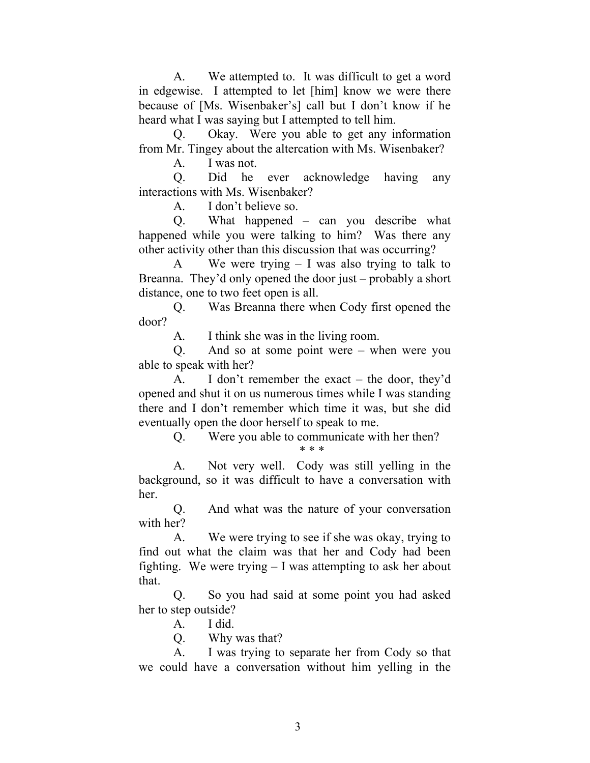A. We attempted to. It was difficult to get a word in edgewise. I attempted to let [him] know we were there because of [Ms. Wisenbaker's] call but I don't know if he heard what I was saying but I attempted to tell him.

Q. Okay. Were you able to get any information from Mr. Tingey about the altercation with Ms. Wisenbaker?

A. I was not.

Q. Did he ever acknowledge having any interactions with Ms. Wisenbaker?

A. I don't believe so.

Q. What happened – can you describe what happened while you were talking to him? Was there any other activity other than this discussion that was occurring?

A We were trying – I was also trying to talk to Breanna. They'd only opened the door just – probably a short distance, one to two feet open is all.

Q. Was Breanna there when Cody first opened the door?

A. I think she was in the living room.

Q. And so at some point were – when were you able to speak with her?

A. I don't remember the exact – the door, they'd opened and shut it on us numerous times while I was standing there and I don't remember which time it was, but she did eventually open the door herself to speak to me.

Q. Were you able to communicate with her then?

\* \* \*

A. Not very well. Cody was still yelling in the background, so it was difficult to have a conversation with her.

Q. And what was the nature of your conversation with her?

A. We were trying to see if she was okay, trying to find out what the claim was that her and Cody had been fighting. We were trying – I was attempting to ask her about that.

Q. So you had said at some point you had asked her to step outside?

A. I did.

Q. Why was that?

A. I was trying to separate her from Cody so that we could have a conversation without him yelling in the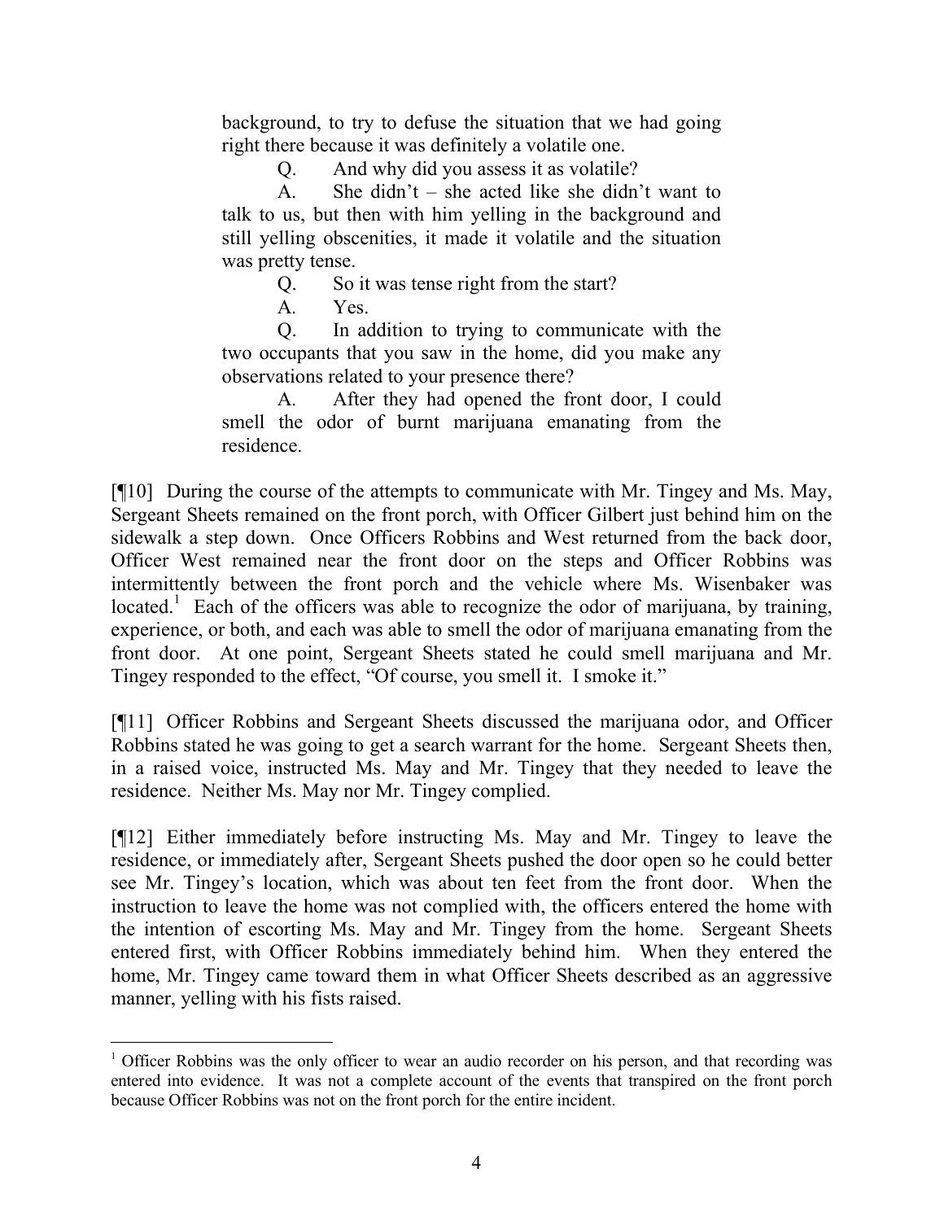background, to try to defuse the situation that we had going right there because it was definitely a volatile one.

> Q. And why did you assess it as volatile?
>
> A. She didn't – she acted like she didn't want to talk to us, but then with him yelling in the background and still yelling obscenities, it made it volatile and the situation was pretty tense.
>
> Q. So it was tense right from the start?
>
> A. Yes.
>
> Q. In addition to trying to communicate with the two occupants that you saw in the home, did you make any observations related to your presence there?
>
> A. After they had opened the front door, I could smell the odor of burnt marijuana emanating from the residence.

[¶10] During the course of the attempts to communicate with Mr. Tingey and Ms. May, Sergeant Sheets remained on the front porch, with Officer Gilbert just behind him on the sidewalk a step down. Once Officers Robbins and West returned from the back door, Officer West remained near the front door on the steps and Officer Robbins was intermittently between the front porch and the vehicle where Ms. Wisenbaker was located.[1] Each of the officers was able to recognize the odor of marijuana, by training, experience, or both, and each was able to smell the odor of marijuana emanating from the front door. At one point, Sergeant Sheets stated he could smell marijuana and Mr. Tingey responded to the effect, "Of course, you smell it. I smoke it."

[¶11] Officer Robbins and Sergeant Sheets discussed the marijuana odor, and Officer Robbins stated he was going to get a search warrant for the home. Sergeant Sheets then, in a raised voice, instructed Ms. May and Mr. Tingey that they needed to leave the residence. Neither Ms. May nor Mr. Tingey complied.

[¶12] Either immediately before instructing Ms. May and Mr. Tingey to leave the residence, or immediately after, Sergeant Sheets pushed the door open so he could better see Mr. Tingey's location, which was about ten feet from the front door. When the instruction to leave the home was not complied with, the officers entered the home with the intention of escorting Ms. May and Mr. Tingey from the home. Sergeant Sheets entered first, with Officer Robbins immediately behind him. When they entered the home, Mr. Tingey came toward them in what Officer Sheets described as an aggressive manner, yelling with his fists raised.

---

[1] Officer Robbins was the only officer to wear an audio recorder on his person, and that recording was entered into evidence. It was not a complete account of the events that transpired on the front porch because Officer Robbins was not on the front porch for the entire incident.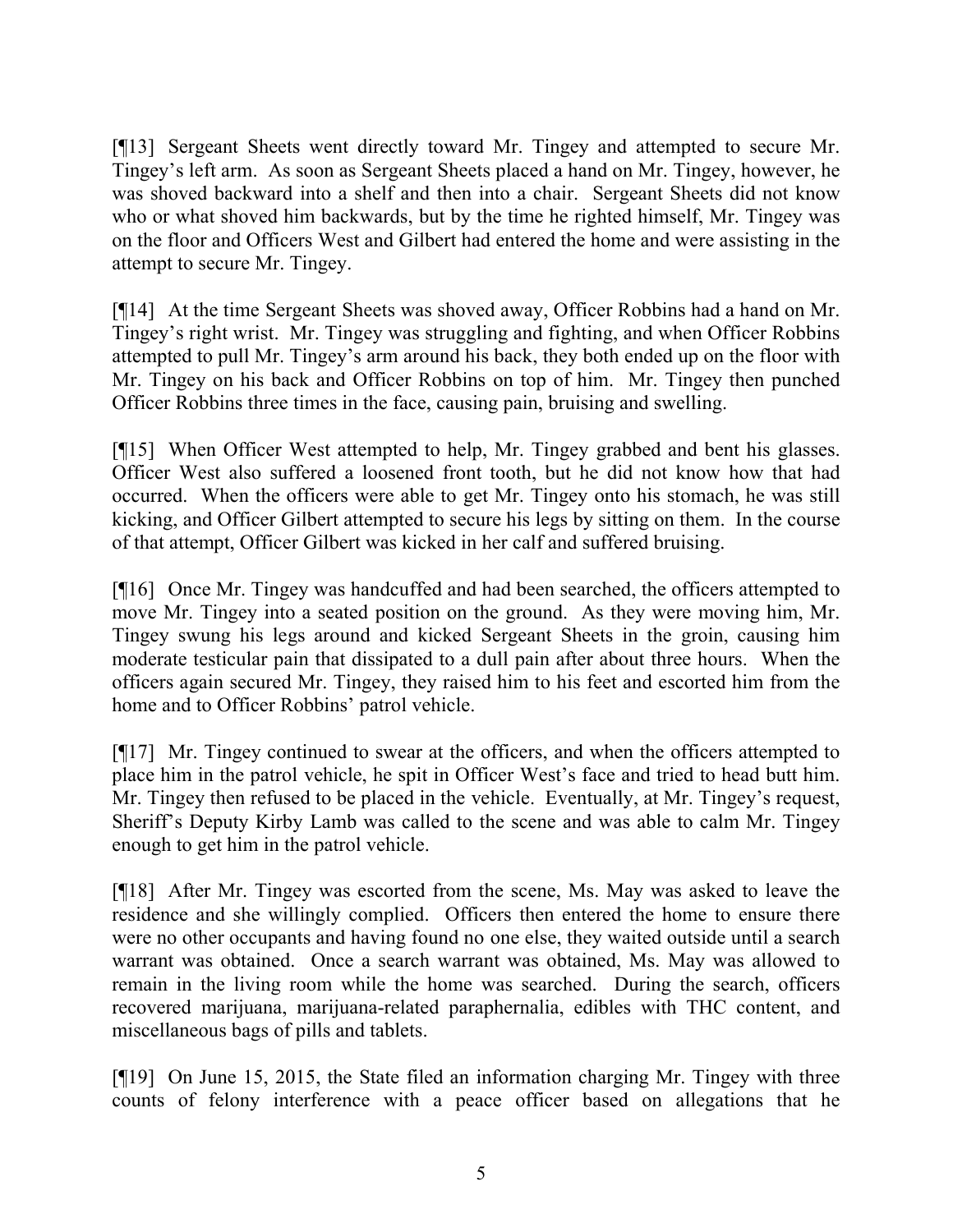[¶13] Sergeant Sheets went directly toward Mr. Tingey and attempted to secure Mr. Tingey's left arm. As soon as Sergeant Sheets placed a hand on Mr. Tingey, however, he was shoved backward into a shelf and then into a chair. Sergeant Sheets did not know who or what shoved him backwards, but by the time he righted himself, Mr. Tingey was on the floor and Officers West and Gilbert had entered the home and were assisting in the attempt to secure Mr. Tingey.

[¶14] At the time Sergeant Sheets was shoved away, Officer Robbins had a hand on Mr. Tingey's right wrist. Mr. Tingey was struggling and fighting, and when Officer Robbins attempted to pull Mr. Tingey's arm around his back, they both ended up on the floor with Mr. Tingey on his back and Officer Robbins on top of him. Mr. Tingey then punched Officer Robbins three times in the face, causing pain, bruising and swelling.

[¶15] When Officer West attempted to help, Mr. Tingey grabbed and bent his glasses. Officer West also suffered a loosened front tooth, but he did not know how that had occurred. When the officers were able to get Mr. Tingey onto his stomach, he was still kicking, and Officer Gilbert attempted to secure his legs by sitting on them. In the course of that attempt, Officer Gilbert was kicked in her calf and suffered bruising.

[¶16] Once Mr. Tingey was handcuffed and had been searched, the officers attempted to move Mr. Tingey into a seated position on the ground. As they were moving him, Mr. Tingey swung his legs around and kicked Sergeant Sheets in the groin, causing him moderate testicular pain that dissipated to a dull pain after about three hours. When the officers again secured Mr. Tingey, they raised him to his feet and escorted him from the home and to Officer Robbins' patrol vehicle.

[¶17] Mr. Tingey continued to swear at the officers, and when the officers attempted to place him in the patrol vehicle, he spit in Officer West's face and tried to head butt him. Mr. Tingey then refused to be placed in the vehicle. Eventually, at Mr. Tingey's request, Sheriff's Deputy Kirby Lamb was called to the scene and was able to calm Mr. Tingey enough to get him in the patrol vehicle.

[¶18] After Mr. Tingey was escorted from the scene, Ms. May was asked to leave the residence and she willingly complied. Officers then entered the home to ensure there were no other occupants and having found no one else, they waited outside until a search warrant was obtained. Once a search warrant was obtained, Ms. May was allowed to remain in the living room while the home was searched. During the search, officers recovered marijuana, marijuana-related paraphernalia, edibles with THC content, and miscellaneous bags of pills and tablets.

[¶19] On June 15, 2015, the State filed an information charging Mr. Tingey with three counts of felony interference with a peace officer based on allegations that he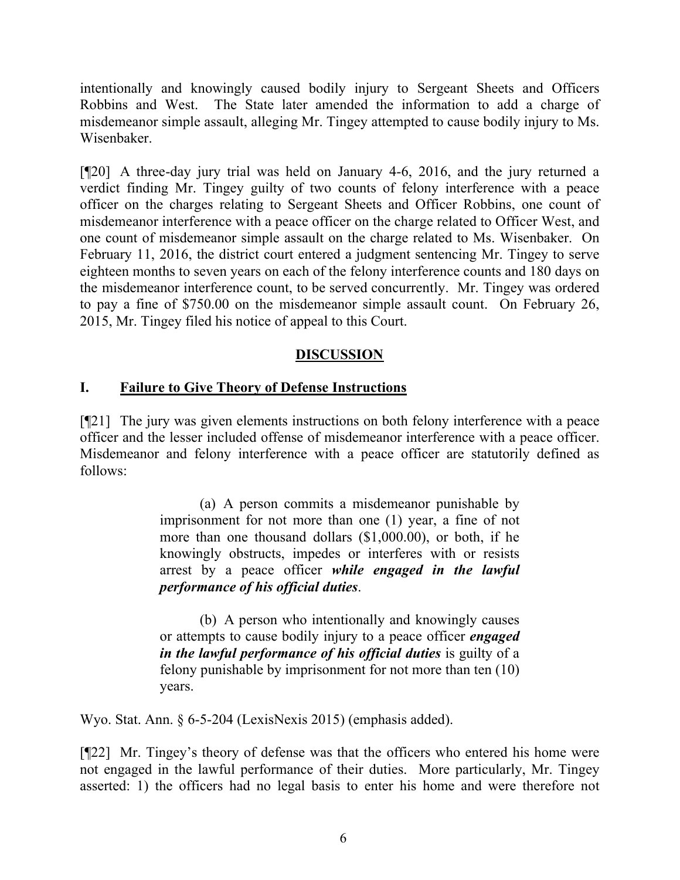intentionally and knowingly caused bodily injury to Sergeant Sheets and Officers Robbins and West. The State later amended the information to add a charge of misdemeanor simple assault, alleging Mr. Tingey attempted to cause bodily injury to Ms. Wisenbaker.

[¶20] A three-day jury trial was held on January 4-6, 2016, and the jury returned a verdict finding Mr. Tingey guilty of two counts of felony interference with a peace officer on the charges relating to Sergeant Sheets and Officer Robbins, one count of misdemeanor interference with a peace officer on the charge related to Officer West, and one count of misdemeanor simple assault on the charge related to Ms. Wisenbaker. On February 11, 2016, the district court entered a judgment sentencing Mr. Tingey to serve eighteen months to seven years on each of the felony interference counts and 180 days on the misdemeanor interference count, to be served concurrently. Mr. Tingey was ordered to pay a fine of $750.00 on the misdemeanor simple assault count. On February 26, 2015, Mr. Tingey filed his notice of appeal to this Court.

## DISCUSSION

### I. Failure to Give Theory of Defense Instructions

[¶21] The jury was given elements instructions on both felony interference with a peace officer and the lesser included offense of misdemeanor interference with a peace officer. Misdemeanor and felony interference with a peace officer are statutorily defined as follows:

> (a) A person commits a misdemeanor punishable by imprisonment for not more than one (1) year, a fine of not more than one thousand dollars ($1,000.00), or both, if he knowingly obstructs, impedes or interferes with or resists arrest by a peace officer ***while engaged in the lawful performance of his official duties***.
>
> (b) A person who intentionally and knowingly causes or attempts to cause bodily injury to a peace officer ***engaged in the lawful performance of his official duties*** is guilty of a felony punishable by imprisonment for not more than ten (10) years.

Wyo. Stat. Ann. § 6-5-204 (LexisNexis 2015) (emphasis added).

[¶22] Mr. Tingey's theory of defense was that the officers who entered his home were not engaged in the lawful performance of their duties. More particularly, Mr. Tingey asserted: 1) the officers had no legal basis to enter his home and were therefore not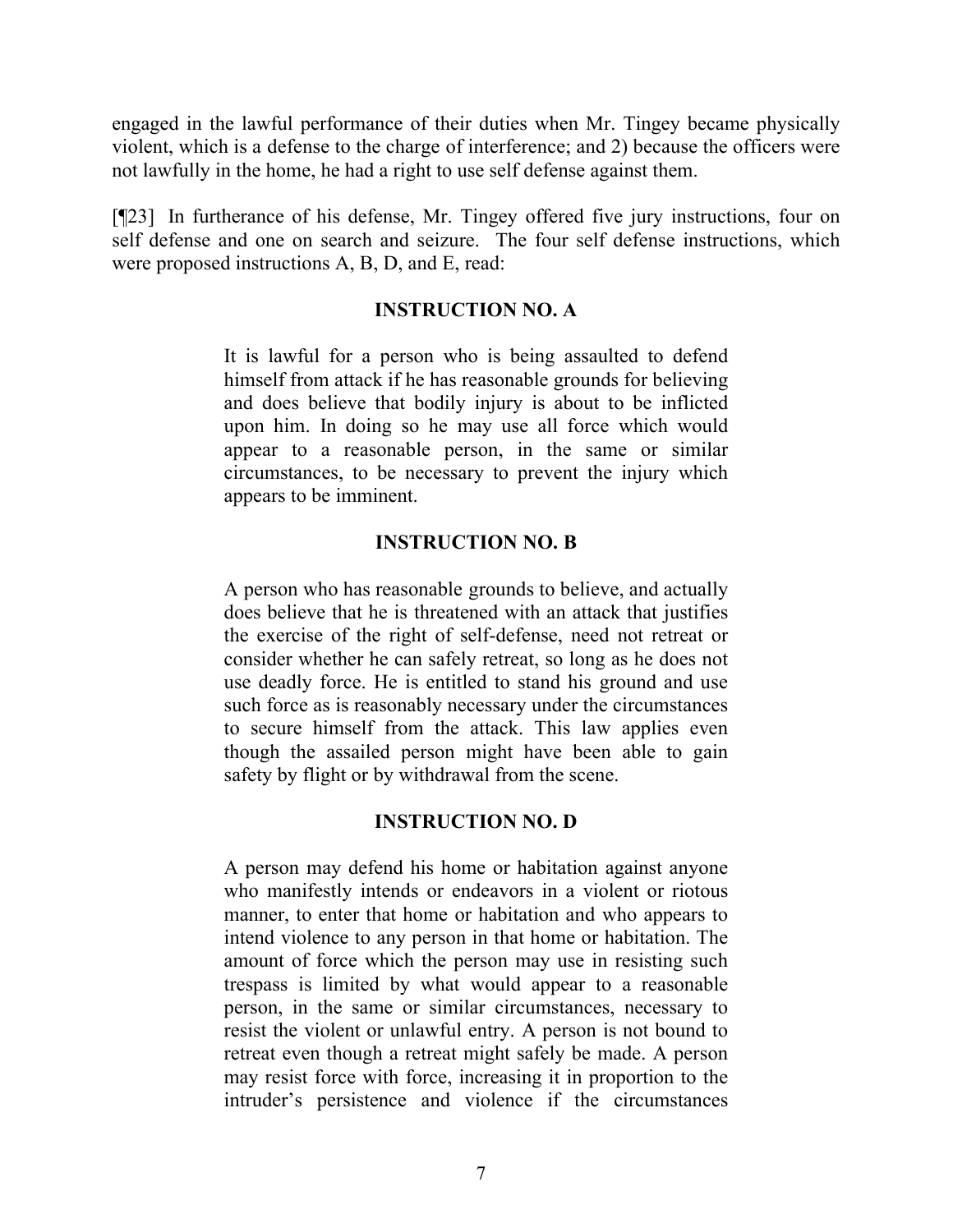engaged in the lawful performance of their duties when Mr. Tingey became physically violent, which is a defense to the charge of interference; and 2) because the officers were not lawfully in the home, he had a right to use self defense against them.

[¶23] In furtherance of his defense, Mr. Tingey offered five jury instructions, four on self defense and one on search and seizure. The four self defense instructions, which were proposed instructions A, B, D, and E, read:

> **INSTRUCTION NO. A**
>
> It is lawful for a person who is being assaulted to defend himself from attack if he has reasonable grounds for believing and does believe that bodily injury is about to be inflicted upon him. In doing so he may use all force which would appear to a reasonable person, in the same or similar circumstances, to be necessary to prevent the injury which appears to be imminent.
>
> **INSTRUCTION NO. B**
>
> A person who has reasonable grounds to believe, and actually does believe that he is threatened with an attack that justifies the exercise of the right of self-defense, need not retreat or consider whether he can safely retreat, so long as he does not use deadly force. He is entitled to stand his ground and use such force as is reasonably necessary under the circumstances to secure himself from the attack. This law applies even though the assailed person might have been able to gain safety by flight or by withdrawal from the scene.
>
> **INSTRUCTION NO. D**
>
> A person may defend his home or habitation against anyone who manifestly intends or endeavors in a violent or riotous manner, to enter that home or habitation and who appears to intend violence to any person in that home or habitation. The amount of force which the person may use in resisting such trespass is limited by what would appear to a reasonable person, in the same or similar circumstances, necessary to resist the violent or unlawful entry. A person is not bound to retreat even though a retreat might safely be made. A person may resist force with force, increasing it in proportion to the intruder's persistence and violence if the circumstances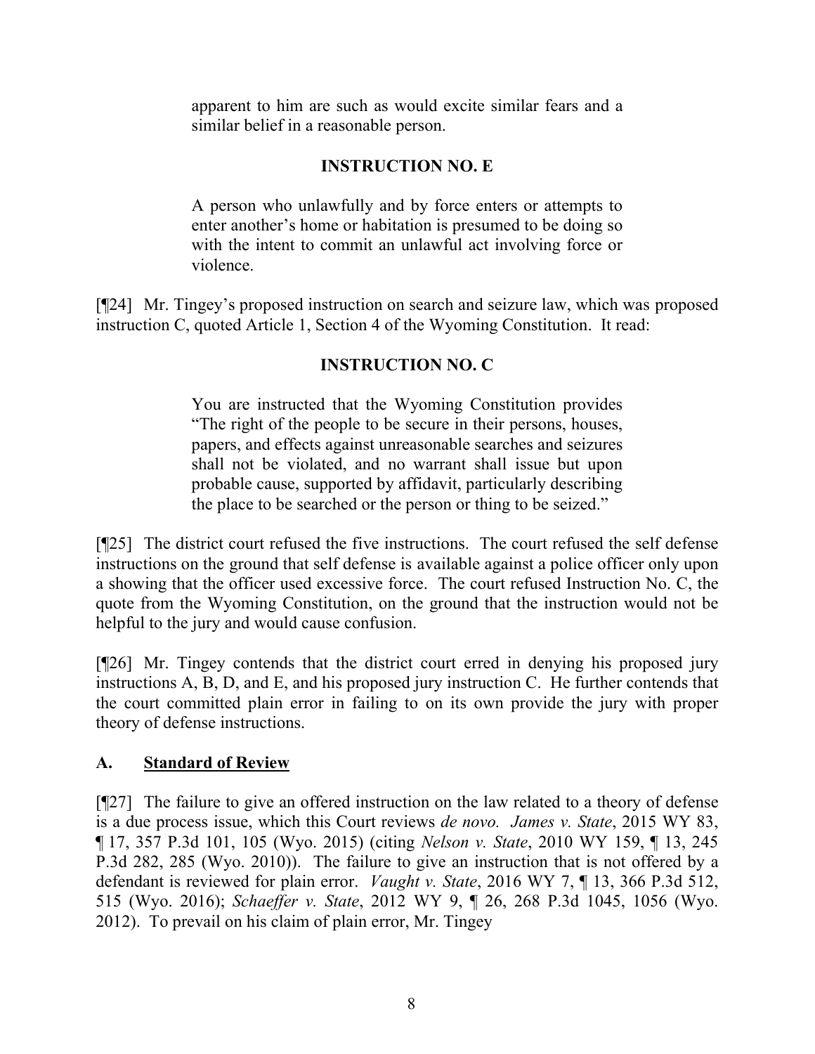apparent to him are such as would excite similar fears and a similar belief in a reasonable person.

**INSTRUCTION NO. E**

A person who unlawfully and by force enters or attempts to enter another's home or habitation is presumed to be doing so with the intent to commit an unlawful act involving force or violence.

[¶24] Mr. Tingey's proposed instruction on search and seizure law, which was proposed instruction C, quoted Article 1, Section 4 of the Wyoming Constitution. It read:

**INSTRUCTION NO. C**

You are instructed that the Wyoming Constitution provides "The right of the people to be secure in their persons, houses, papers, and effects against unreasonable searches and seizures shall not be violated, and no warrant shall issue but upon probable cause, supported by affidavit, particularly describing the place to be searched or the person or thing to be seized."

[¶25] The district court refused the five instructions. The court refused the self defense instructions on the ground that self defense is available against a police officer only upon a showing that the officer used excessive force. The court refused Instruction No. C, the quote from the Wyoming Constitution, on the ground that the instruction would not be helpful to the jury and would cause confusion.

[¶26] Mr. Tingey contends that the district court erred in denying his proposed jury instructions A, B, D, and E, and his proposed jury instruction C. He further contends that the court committed plain error in failing to on its own provide the jury with proper theory of defense instructions.

## A. Standard of Review

[¶27] The failure to give an offered instruction on the law related to a theory of defense is a due process issue, which this Court reviews *de novo*. *James v. State*, 2015 WY 83, ¶ 17, 357 P.3d 101, 105 (Wyo. 2015) (citing *Nelson v. State*, 2010 WY 159, ¶ 13, 245 P.3d 282, 285 (Wyo. 2010)). The failure to give an instruction that is not offered by a defendant is reviewed for plain error. *Vaught v. State*, 2016 WY 7, ¶ 13, 366 P.3d 512, 515 (Wyo. 2016); *Schaeffer v. State*, 2012 WY 9, ¶ 26, 268 P.3d 1045, 1056 (Wyo. 2012). To prevail on his claim of plain error, Mr. Tingey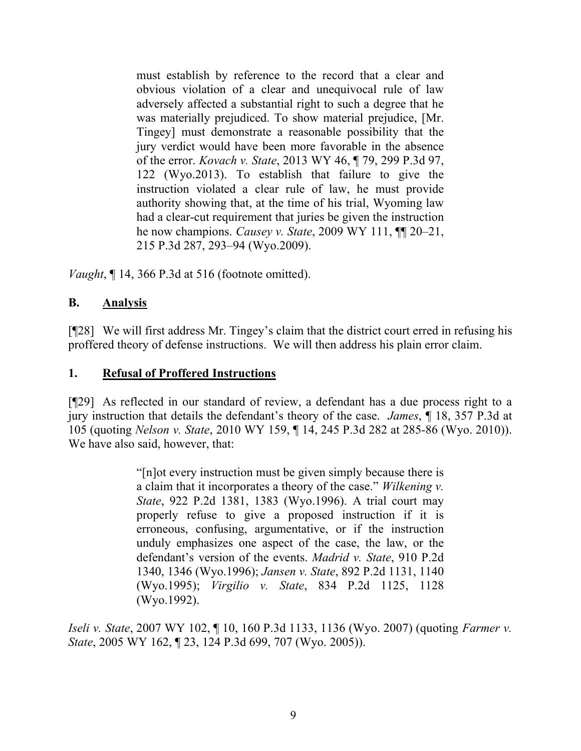> must establish by reference to the record that a clear and obvious violation of a clear and unequivocal rule of law adversely affected a substantial right to such a degree that he was materially prejudiced. To show material prejudice, [Mr. Tingey] must demonstrate a reasonable possibility that the jury verdict would have been more favorable in the absence of the error. *Kovach v. State*, 2013 WY 46, ¶ 79, 299 P.3d 97, 122 (Wyo.2013). To establish that failure to give the instruction violated a clear rule of law, he must provide authority showing that, at the time of his trial, Wyoming law had a clear-cut requirement that juries be given the instruction he now champions. *Causey v. State*, 2009 WY 111, ¶¶ 20–21, 215 P.3d 287, 293–94 (Wyo.2009).

*Vaught*, ¶ 14, 366 P.3d at 516 (footnote omitted).

## B. Analysis

[¶28] We will first address Mr. Tingey's claim that the district court erred in refusing his proffered theory of defense instructions. We will then address his plain error claim.

### 1. Refusal of Proffered Instructions

[¶29] As reflected in our standard of review, a defendant has a due process right to a jury instruction that details the defendant's theory of the case. *James*, ¶ 18, 357 P.3d at 105 (quoting *Nelson v. State*, 2010 WY 159, ¶ 14, 245 P.3d 282 at 285-86 (Wyo. 2010)). We have also said, however, that:

> "[n]ot every instruction must be given simply because there is a claim that it incorporates a theory of the case." *Wilkening v. State*, 922 P.2d 1381, 1383 (Wyo.1996). A trial court may properly refuse to give a proposed instruction if it is erroneous, confusing, argumentative, or if the instruction unduly emphasizes one aspect of the case, the law, or the defendant's version of the events. *Madrid v. State*, 910 P.2d 1340, 1346 (Wyo.1996); *Jansen v. State*, 892 P.2d 1131, 1140 (Wyo.1995); *Virgilio v. State*, 834 P.2d 1125, 1128 (Wyo.1992).

*Iseli v. State*, 2007 WY 102, ¶ 10, 160 P.3d 1133, 1136 (Wyo. 2007) (quoting *Farmer v. State*, 2005 WY 162, ¶ 23, 124 P.3d 699, 707 (Wyo. 2005)).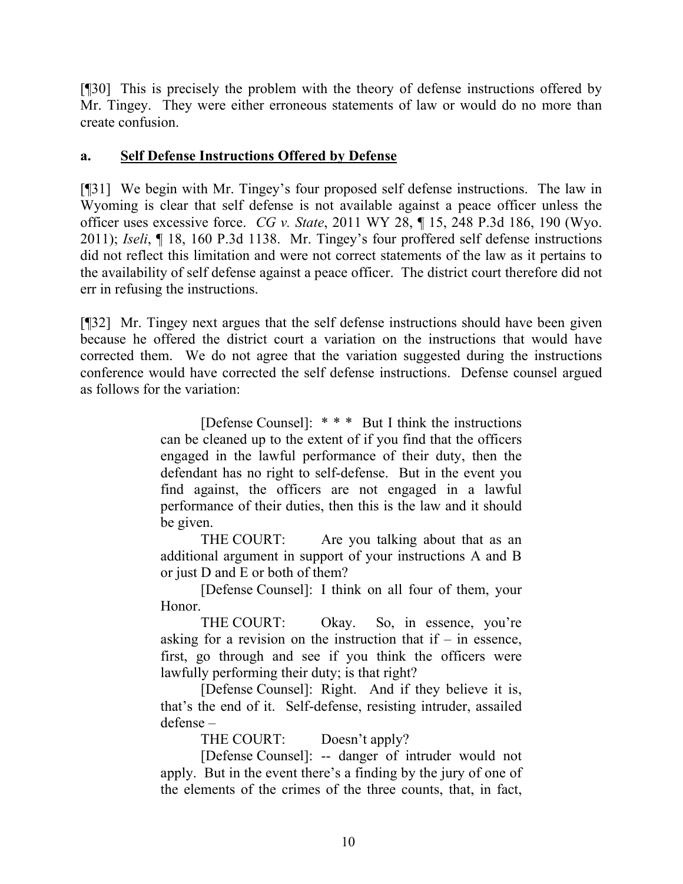[¶30] This is precisely the problem with the theory of defense instructions offered by Mr. Tingey. They were either erroneous statements of law or would do no more than create confusion.

**a. Self Defense Instructions Offered by Defense**

[¶31] We begin with Mr. Tingey's four proposed self defense instructions. The law in Wyoming is clear that self defense is not available against a peace officer unless the officer uses excessive force. *CG v. State*, 2011 WY 28, ¶ 15, 248 P.3d 186, 190 (Wyo. 2011); *Iseli*, ¶ 18, 160 P.3d 1138. Mr. Tingey's four proffered self defense instructions did not reflect this limitation and were not correct statements of the law as it pertains to the availability of self defense against a peace officer. The district court therefore did not err in refusing the instructions.

[¶32] Mr. Tingey next argues that the self defense instructions should have been given because he offered the district court a variation on the instructions that would have corrected them. We do not agree that the variation suggested during the instructions conference would have corrected the self defense instructions. Defense counsel argued as follows for the variation:

> [Defense Counsel]: * * * But I think the instructions can be cleaned up to the extent of if you find that the officers engaged in the lawful performance of their duty, then the defendant has no right to self-defense. But in the event you find against, the officers are not engaged in a lawful performance of their duties, then this is the law and it should be given.
>
> THE COURT: Are you talking about that as an additional argument in support of your instructions A and B or just D and E or both of them?
>
> [Defense Counsel]: I think on all four of them, your Honor.
>
> THE COURT: Okay. So, in essence, you're asking for a revision on the instruction that if – in essence, first, go through and see if you think the officers were lawfully performing their duty; is that right?
>
> [Defense Counsel]: Right. And if they believe it is, that's the end of it. Self-defense, resisting intruder, assailed defense –
>
> THE COURT: Doesn't apply?
>
> [Defense Counsel]: -- danger of intruder would not apply. But in the event there's a finding by the jury of one of the elements of the crimes of the three counts, that, in fact,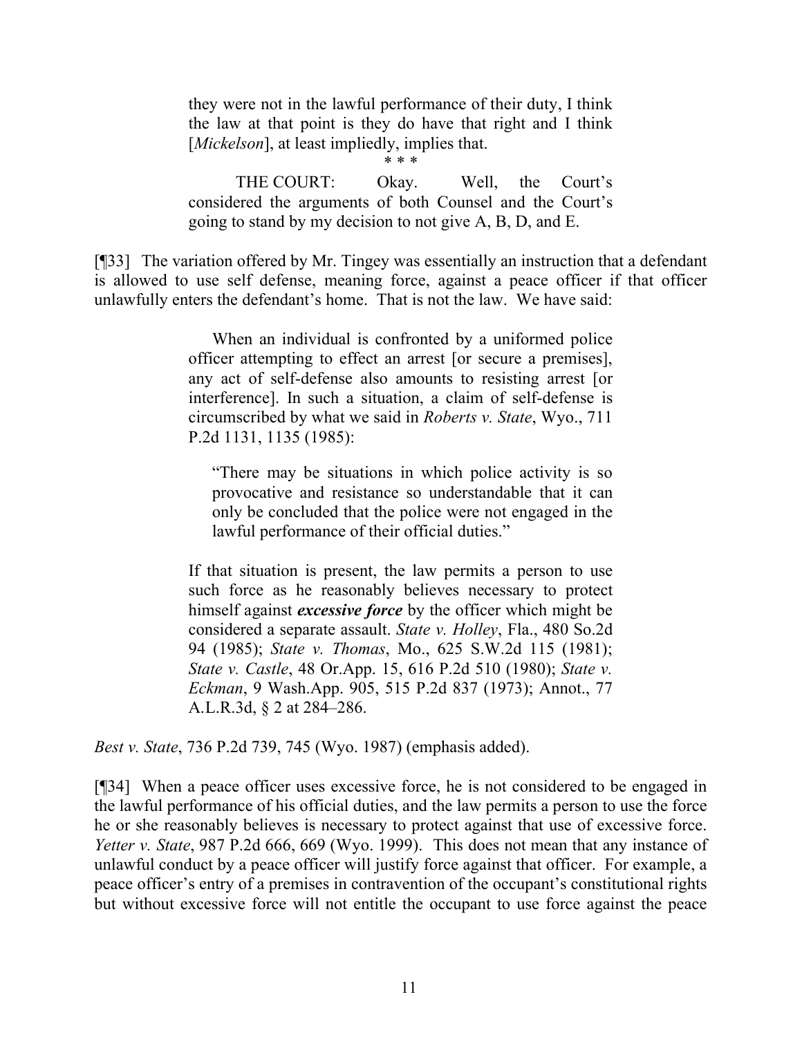> they were not in the lawful performance of their duty, I think the law at that point is they do have that right and I think [*Mickelson*], at least impliedly, implies that.
>
> \* \* \*
>
> THE COURT: Okay. Well, the Court's considered the arguments of both Counsel and the Court's going to stand by my decision to not give A, B, D, and E.

[¶33] The variation offered by Mr. Tingey was essentially an instruction that a defendant is allowed to use self defense, meaning force, against a peace officer if that officer unlawfully enters the defendant's home. That is not the law. We have said:

> When an individual is confronted by a uniformed police officer attempting to effect an arrest [or secure a premises], any act of self-defense also amounts to resisting arrest [or interference]. In such a situation, a claim of self-defense is circumscribed by what we said in *Roberts v. State*, Wyo., 711 P.2d 1131, 1135 (1985):
>
> > "There may be situations in which police activity is so provocative and resistance so understandable that it can only be concluded that the police were not engaged in the lawful performance of their official duties."
>
> If that situation is present, the law permits a person to use such force as he reasonably believes necessary to protect himself against ***excessive force*** by the officer which might be considered a separate assault. *State v. Holley*, Fla., 480 So.2d 94 (1985); *State v. Thomas*, Mo., 625 S.W.2d 115 (1981); *State v. Castle*, 48 Or.App. 15, 616 P.2d 510 (1980); *State v. Eckman*, 9 Wash.App. 905, 515 P.2d 837 (1973); Annot., 77 A.L.R.3d, § 2 at 284–286.

*Best v. State*, 736 P.2d 739, 745 (Wyo. 1987) (emphasis added).

[¶34] When a peace officer uses excessive force, he is not considered to be engaged in the lawful performance of his official duties, and the law permits a person to use the force he or she reasonably believes is necessary to protect against that use of excessive force. *Yetter v. State*, 987 P.2d 666, 669 (Wyo. 1999). This does not mean that any instance of unlawful conduct by a peace officer will justify force against that officer. For example, a peace officer's entry of a premises in contravention of the occupant's constitutional rights but without excessive force will not entitle the occupant to use force against the peace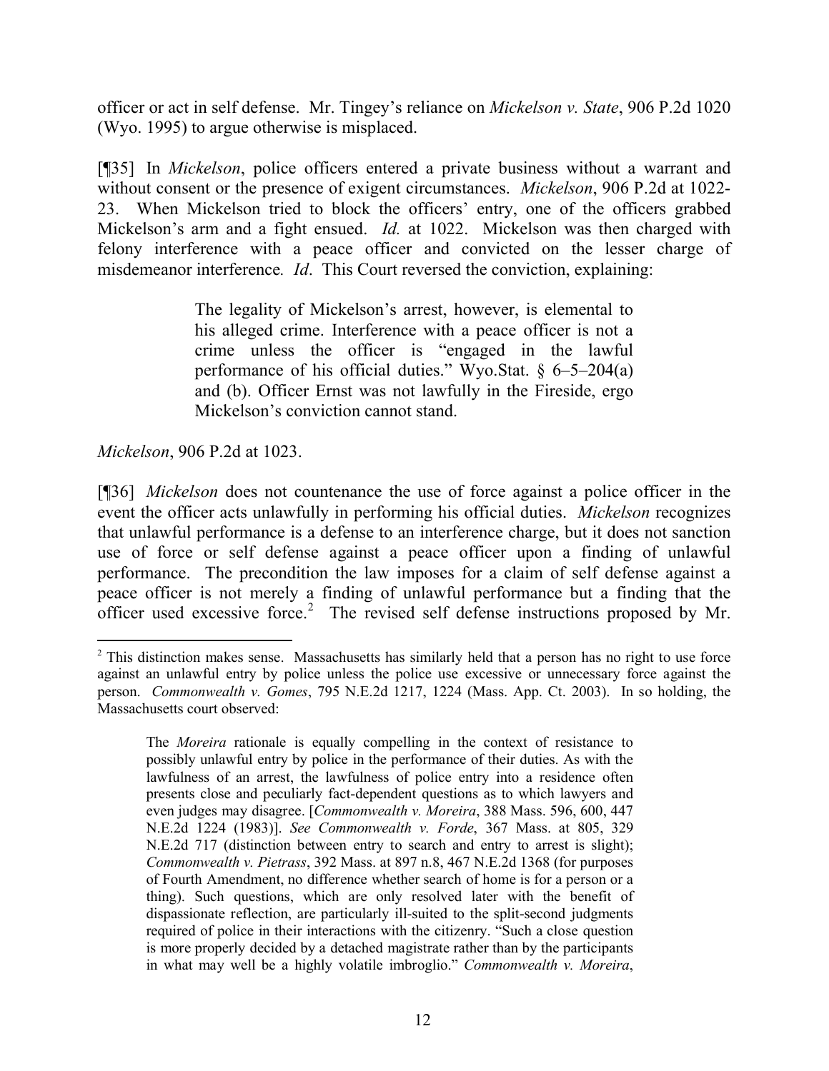officer or act in self defense. Mr. Tingey's reliance on *Mickelson v. State*, 906 P.2d 1020 (Wyo. 1995) to argue otherwise is misplaced.

[¶35] In *Mickelson*, police officers entered a private business without a warrant and without consent or the presence of exigent circumstances. *Mickelson*, 906 P.2d at 1022-23. When Mickelson tried to block the officers' entry, one of the officers grabbed Mickelson's arm and a fight ensued. *Id.* at 1022. Mickelson was then charged with felony interference with a peace officer and convicted on the lesser charge of misdemeanor interference. *Id*. This Court reversed the conviction, explaining:

> The legality of Mickelson's arrest, however, is elemental to his alleged crime. Interference with a peace officer is not a crime unless the officer is "engaged in the lawful performance of his official duties." Wyo.Stat. § 6–5–204(a) and (b). Officer Ernst was not lawfully in the Fireside, ergo Mickelson's conviction cannot stand.

*Mickelson*, 906 P.2d at 1023.

[¶36] *Mickelson* does not countenance the use of force against a police officer in the event the officer acts unlawfully in performing his official duties. *Mickelson* recognizes that unlawful performance is a defense to an interference charge, but it does not sanction use of force or self defense against a peace officer upon a finding of unlawful performance. The precondition the law imposes for a claim of self defense against a peace officer is not merely a finding of unlawful performance but a finding that the officer used excessive force.[2] The revised self defense instructions proposed by Mr.

---

[2] This distinction makes sense. Massachusetts has similarly held that a person has no right to use force against an unlawful entry by police unless the police use excessive or unnecessary force against the person. *Commonwealth v. Gomes*, 795 N.E.2d 1217, 1224 (Mass. App. Ct. 2003). In so holding, the Massachusetts court observed:

> The *Moreira* rationale is equally compelling in the context of resistance to possibly unlawful entry by police in the performance of their duties. As with the lawfulness of an arrest, the lawfulness of police entry into a residence often presents close and peculiarly fact-dependent questions as to which lawyers and even judges may disagree. [*Commonwealth v. Moreira*, 388 Mass. 596, 600, 447 N.E.2d 1224 (1983)]. *See Commonwealth v. Forde*, 367 Mass. at 805, 329 N.E.2d 717 (distinction between entry to search and entry to arrest is slight); *Commonwealth v. Pietrass*, 392 Mass. at 897 n.8, 467 N.E.2d 1368 (for purposes of Fourth Amendment, no difference whether search of home is for a person or a thing). Such questions, which are only resolved later with the benefit of dispassionate reflection, are particularly ill-suited to the split-second judgments required of police in their interactions with the citizenry. "Such a close question is more properly decided by a detached magistrate rather than by the participants in what may well be a highly volatile imbroglio." *Commonwealth v. Moreira*,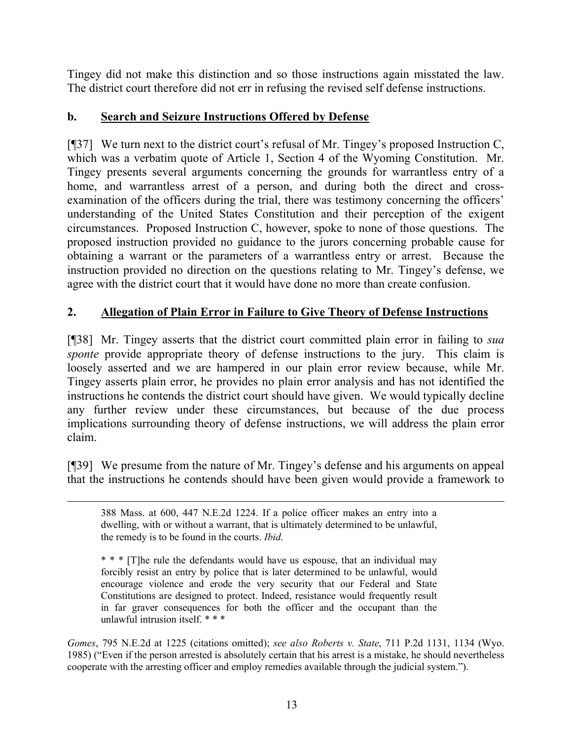Tingey did not make this distinction and so those instructions again misstated the law. The district court therefore did not err in refusing the revised self defense instructions.

### b. Search and Seizure Instructions Offered by Defense

[¶37] We turn next to the district court's refusal of Mr. Tingey's proposed Instruction C, which was a verbatim quote of Article 1, Section 4 of the Wyoming Constitution. Mr. Tingey presents several arguments concerning the grounds for warrantless entry of a home, and warrantless arrest of a person, and during both the direct and cross-examination of the officers during the trial, there was testimony concerning the officers' understanding of the United States Constitution and their perception of the exigent circumstances. Proposed Instruction C, however, spoke to none of those questions. The proposed instruction provided no guidance to the jurors concerning probable cause for obtaining a warrant or the parameters of a warrantless entry or arrest. Because the instruction provided no direction on the questions relating to Mr. Tingey's defense, we agree with the district court that it would have done no more than create confusion.

## 2. Allegation of Plain Error in Failure to Give Theory of Defense Instructions

[¶38] Mr. Tingey asserts that the district court committed plain error in failing to *sua sponte* provide appropriate theory of defense instructions to the jury. This claim is loosely asserted and we are hampered in our plain error review because, while Mr. Tingey asserts plain error, he provides no plain error analysis and has not identified the instructions he contends the district court should have given. We would typically decline any further review under these circumstances, but because of the due process implications surrounding theory of defense instructions, we will address the plain error claim.

[¶39] We presume from the nature of Mr. Tingey's defense and his arguments on appeal that the instructions he contends should have been given would provide a framework to

---

> 388 Mass. at 600, 447 N.E.2d 1224. If a police officer makes an entry into a dwelling, with or without a warrant, that is ultimately determined to be unlawful, the remedy is to be found in the courts. *Ibid*.
>
> * * * [T]he rule the defendants would have us espouse, that an individual may forcibly resist an entry by police that is later determined to be unlawful, would encourage violence and erode the very security that our Federal and State Constitutions are designed to protect. Indeed, resistance would frequently result in far graver consequences for both the officer and the occupant than the unlawful intrusion itself. * * *

*Gomes*, 795 N.E.2d at 1225 (citations omitted); *see also Roberts v. State*, 711 P.2d 1131, 1134 (Wyo. 1985) ("Even if the person arrested is absolutely certain that his arrest is a mistake, he should nevertheless cooperate with the arresting officer and employ remedies available through the judicial system.").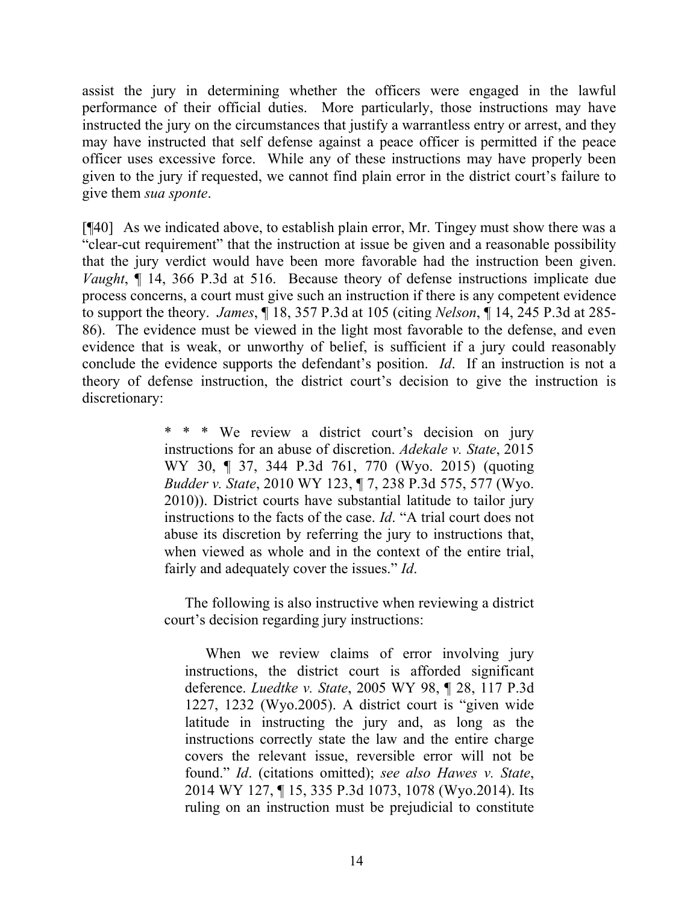assist the jury in determining whether the officers were engaged in the lawful performance of their official duties. More particularly, those instructions may have instructed the jury on the circumstances that justify a warrantless entry or arrest, and they may have instructed that self defense against a peace officer is permitted if the peace officer uses excessive force. While any of these instructions may have properly been given to the jury if requested, we cannot find plain error in the district court's failure to give them *sua sponte*.

[¶40] As we indicated above, to establish plain error, Mr. Tingey must show there was a "clear-cut requirement" that the instruction at issue be given and a reasonable possibility that the jury verdict would have been more favorable had the instruction been given. *Vaught*, ¶ 14, 366 P.3d at 516. Because theory of defense instructions implicate due process concerns, a court must give such an instruction if there is any competent evidence to support the theory. *James*, ¶ 18, 357 P.3d at 105 (citing *Nelson*, ¶ 14, 245 P.3d at 285-86). The evidence must be viewed in the light most favorable to the defense, and even evidence that is weak, or unworthy of belief, is sufficient if a jury could reasonably conclude the evidence supports the defendant's position. *Id*. If an instruction is not a theory of defense instruction, the district court's decision to give the instruction is discretionary:

> \* \* \* We review a district court's decision on jury instructions for an abuse of discretion. *Adekale v. State*, 2015 WY 30, ¶ 37, 344 P.3d 761, 770 (Wyo. 2015) (quoting *Budder v. State*, 2010 WY 123, ¶ 7, 238 P.3d 575, 577 (Wyo. 2010)). District courts have substantial latitude to tailor jury instructions to the facts of the case. *Id*. "A trial court does not abuse its discretion by referring the jury to instructions that, when viewed as whole and in the context of the entire trial, fairly and adequately cover the issues." *Id*.
>
> The following is also instructive when reviewing a district court's decision regarding jury instructions:
>
> > When we review claims of error involving jury instructions, the district court is afforded significant deference. *Luedtke v. State*, 2005 WY 98, ¶ 28, 117 P.3d 1227, 1232 (Wyo.2005). A district court is "given wide latitude in instructing the jury and, as long as the instructions correctly state the law and the entire charge covers the relevant issue, reversible error will not be found." *Id*. (citations omitted); *see also Hawes v. State*, 2014 WY 127, ¶ 15, 335 P.3d 1073, 1078 (Wyo.2014). Its ruling on an instruction must be prejudicial to constitute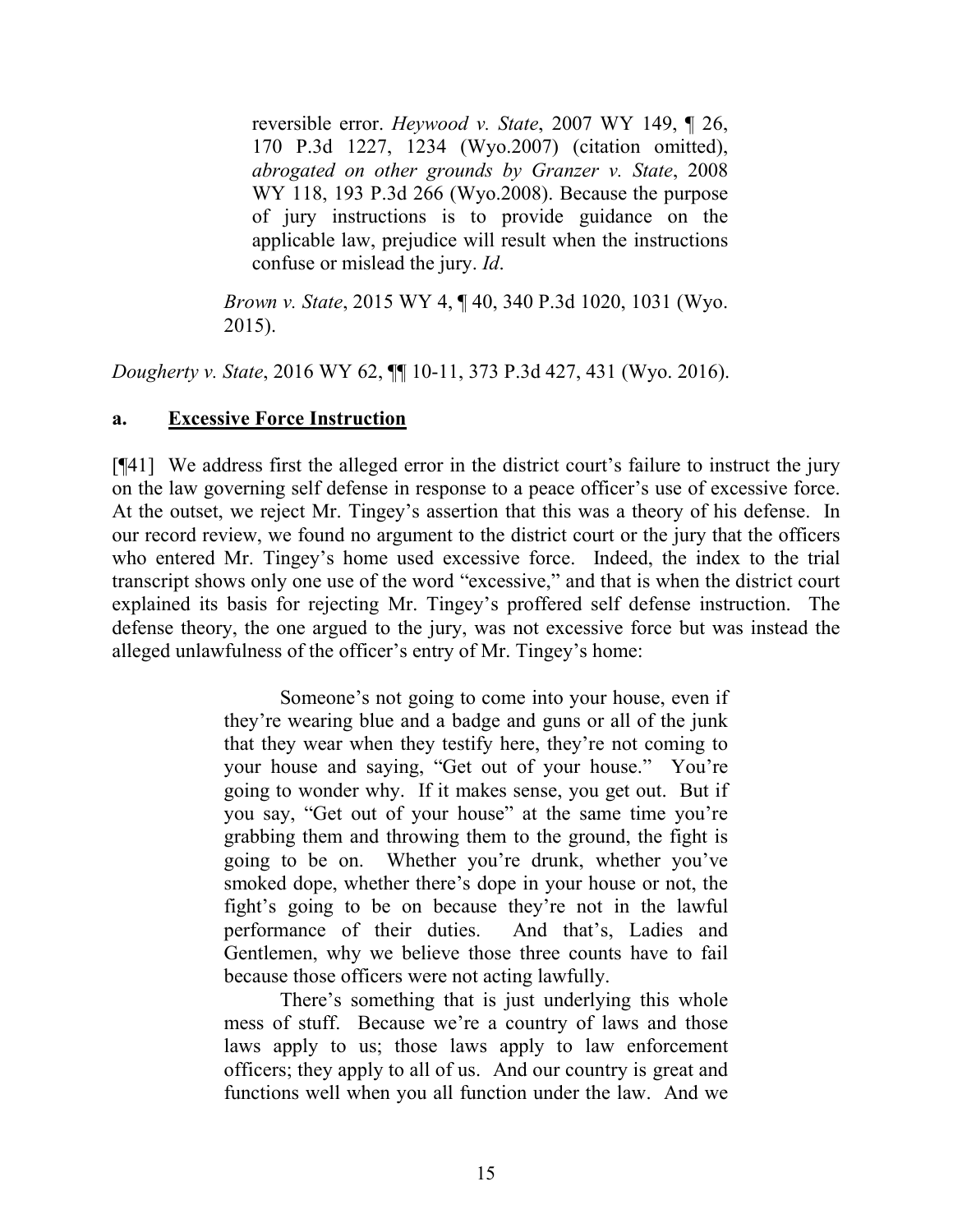> reversible error. *Heywood v. State*, 2007 WY 149, ¶ 26, 170 P.3d 1227, 1234 (Wyo.2007) (citation omitted), *abrogated on other grounds by Granzer v. State*, 2008 WY 118, 193 P.3d 266 (Wyo.2008). Because the purpose of jury instructions is to provide guidance on the applicable law, prejudice will result when the instructions confuse or mislead the jury. *Id*.
>
> *Brown v. State*, 2015 WY 4, ¶ 40, 340 P.3d 1020, 1031 (Wyo. 2015).

*Dougherty v. State*, 2016 WY 62, ¶¶ 10-11, 373 P.3d 427, 431 (Wyo. 2016).

### a. <u>Excessive Force Instruction</u>

[¶41] We address first the alleged error in the district court's failure to instruct the jury on the law governing self defense in response to a peace officer's use of excessive force. At the outset, we reject Mr. Tingey's assertion that this was a theory of his defense. In our record review, we found no argument to the district court or the jury that the officers who entered Mr. Tingey's home used excessive force. Indeed, the index to the trial transcript shows only one use of the word "excessive," and that is when the district court explained its basis for rejecting Mr. Tingey's proffered self defense instruction. The defense theory, the one argued to the jury, was not excessive force but was instead the alleged unlawfulness of the officer's entry of Mr. Tingey's home:

> Someone's not going to come into your house, even if they're wearing blue and a badge and guns or all of the junk that they wear when they testify here, they're not coming to your house and saying, "Get out of your house." You're going to wonder why. If it makes sense, you get out. But if you say, "Get out of your house" at the same time you're grabbing them and throwing them to the ground, the fight is going to be on. Whether you're drunk, whether you've smoked dope, whether there's dope in your house or not, the fight's going to be on because they're not in the lawful performance of their duties. And that's, Ladies and Gentlemen, why we believe those three counts have to fail because those officers were not acting lawfully.
>
> There's something that is just underlying this whole mess of stuff. Because we're a country of laws and those laws apply to us; those laws apply to law enforcement officers; they apply to all of us. And our country is great and functions well when you all function under the law. And we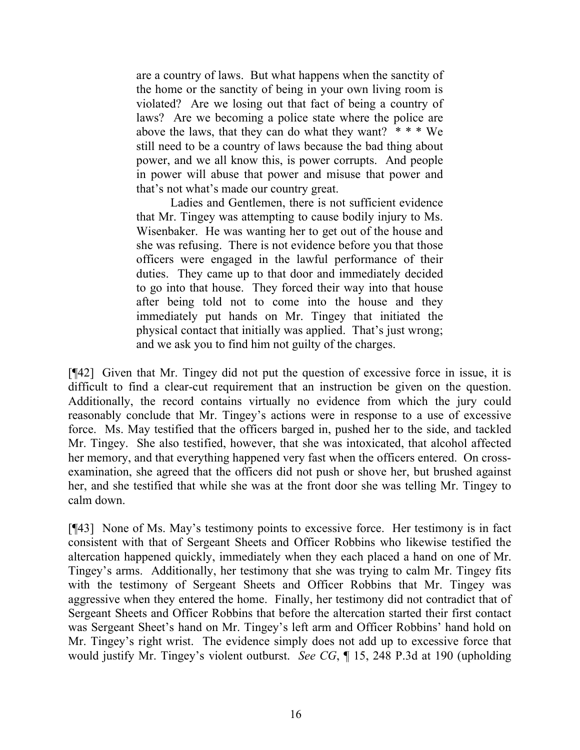> are a country of laws. But what happens when the sanctity of the home or the sanctity of being in your own living room is violated? Are we losing out that fact of being a country of laws? Are we becoming a police state where the police are above the laws, that they can do what they want? * * * We still need to be a country of laws because the bad thing about power, and we all know this, is power corrupts. And people in power will abuse that power and misuse that power and that's not what's made our country great.
>
> Ladies and Gentlemen, there is not sufficient evidence that Mr. Tingey was attempting to cause bodily injury to Ms. Wisenbaker. He was wanting her to get out of the house and she was refusing. There is not evidence before you that those officers were engaged in the lawful performance of their duties. They came up to that door and immediately decided to go into that house. They forced their way into that house after being told not to come into the house and they immediately put hands on Mr. Tingey that initiated the physical contact that initially was applied. That's just wrong; and we ask you to find him not guilty of the charges.

[¶42] Given that Mr. Tingey did not put the question of excessive force in issue, it is difficult to find a clear-cut requirement that an instruction be given on the question. Additionally, the record contains virtually no evidence from which the jury could reasonably conclude that Mr. Tingey's actions were in response to a use of excessive force. Ms. May testified that the officers barged in, pushed her to the side, and tackled Mr. Tingey. She also testified, however, that she was intoxicated, that alcohol affected her memory, and that everything happened very fast when the officers entered. On cross-examination, she agreed that the officers did not push or shove her, but brushed against her, and she testified that while she was at the front door she was telling Mr. Tingey to calm down.

[¶43] None of Ms. May's testimony points to excessive force. Her testimony is in fact consistent with that of Sergeant Sheets and Officer Robbins who likewise testified the altercation happened quickly, immediately when they each placed a hand on one of Mr. Tingey's arms. Additionally, her testimony that she was trying to calm Mr. Tingey fits with the testimony of Sergeant Sheets and Officer Robbins that Mr. Tingey was aggressive when they entered the home. Finally, her testimony did not contradict that of Sergeant Sheets and Officer Robbins that before the altercation started their first contact was Sergeant Sheet's hand on Mr. Tingey's left arm and Officer Robbins' hand hold on Mr. Tingey's right wrist. The evidence simply does not add up to excessive force that would justify Mr. Tingey's violent outburst. *See CG*, ¶ 15, 248 P.3d at 190 (upholding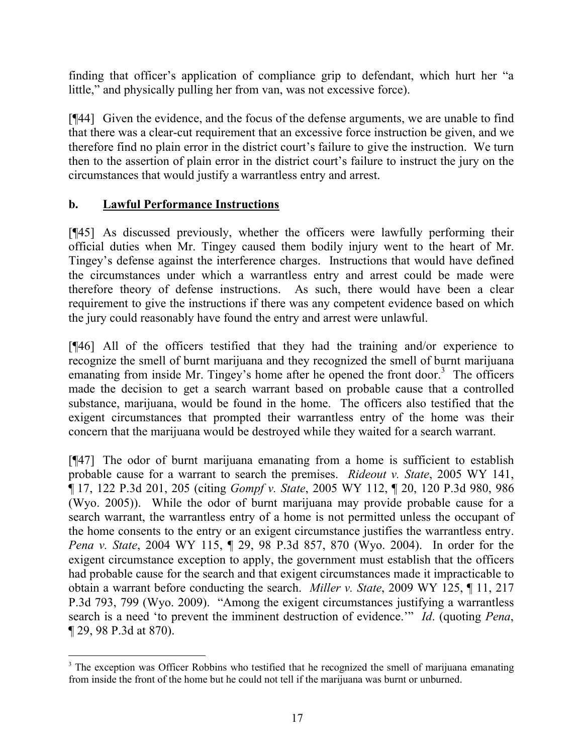finding that officer's application of compliance grip to defendant, which hurt her "a little," and physically pulling her from van, was not excessive force).

[¶44] Given the evidence, and the focus of the defense arguments, we are unable to find that there was a clear-cut requirement that an excessive force instruction be given, and we therefore find no plain error in the district court's failure to give the instruction. We turn then to the assertion of plain error in the district court's failure to instruct the jury on the circumstances that would justify a warrantless entry and arrest.

### b. Lawful Performance Instructions

[¶45] As discussed previously, whether the officers were lawfully performing their official duties when Mr. Tingey caused them bodily injury went to the heart of Mr. Tingey's defense against the interference charges. Instructions that would have defined the circumstances under which a warrantless entry and arrest could be made were therefore theory of defense instructions. As such, there would have been a clear requirement to give the instructions if there was any competent evidence based on which the jury could reasonably have found the entry and arrest were unlawful.

[¶46] All of the officers testified that they had the training and/or experience to recognize the smell of burnt marijuana and they recognized the smell of burnt marijuana emanating from inside Mr. Tingey's home after he opened the front door.[3] The officers made the decision to get a search warrant based on probable cause that a controlled substance, marijuana, would be found in the home. The officers also testified that the exigent circumstances that prompted their warrantless entry of the home was their concern that the marijuana would be destroyed while they waited for a search warrant.

[¶47] The odor of burnt marijuana emanating from a home is sufficient to establish probable cause for a warrant to search the premises. *Rideout v. State*, 2005 WY 141, ¶ 17, 122 P.3d 201, 205 (citing *Gompf v. State*, 2005 WY 112, ¶ 20, 120 P.3d 980, 986 (Wyo. 2005)). While the odor of burnt marijuana may provide probable cause for a search warrant, the warrantless entry of a home is not permitted unless the occupant of the home consents to the entry or an exigent circumstance justifies the warrantless entry. *Pena v. State*, 2004 WY 115, ¶ 29, 98 P.3d 857, 870 (Wyo. 2004). In order for the exigent circumstance exception to apply, the government must establish that the officers had probable cause for the search and that exigent circumstances made it impracticable to obtain a warrant before conducting the search. *Miller v. State*, 2009 WY 125, ¶ 11, 217 P.3d 793, 799 (Wyo. 2009). "Among the exigent circumstances justifying a warrantless search is a need 'to prevent the imminent destruction of evidence.'" *Id*. (quoting *Pena*, ¶ 29, 98 P.3d at 870).

---

[3] The exception was Officer Robbins who testified that he recognized the smell of marijuana emanating from inside the front of the home but he could not tell if the marijuana was burnt or unburned.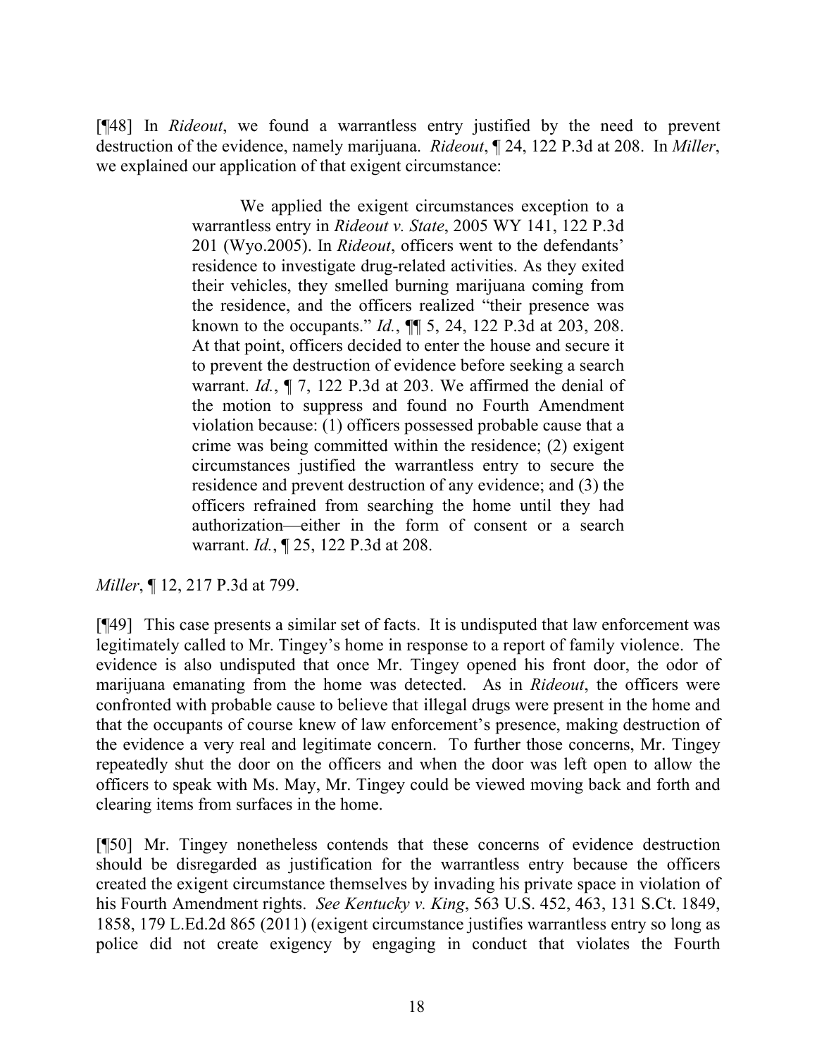[¶48] In *Rideout*, we found a warrantless entry justified by the need to prevent destruction of the evidence, namely marijuana. *Rideout*, ¶ 24, 122 P.3d at 208. In *Miller*, we explained our application of that exigent circumstance:

> We applied the exigent circumstances exception to a warrantless entry in *Rideout v. State*, 2005 WY 141, 122 P.3d 201 (Wyo.2005). In *Rideout*, officers went to the defendants' residence to investigate drug-related activities. As they exited their vehicles, they smelled burning marijuana coming from the residence, and the officers realized "their presence was known to the occupants." *Id.*, ¶¶ 5, 24, 122 P.3d at 203, 208. At that point, officers decided to enter the house and secure it to prevent the destruction of evidence before seeking a search warrant. *Id.*, ¶ 7, 122 P.3d at 203. We affirmed the denial of the motion to suppress and found no Fourth Amendment violation because: (1) officers possessed probable cause that a crime was being committed within the residence; (2) exigent circumstances justified the warrantless entry to secure the residence and prevent destruction of any evidence; and (3) the officers refrained from searching the home until they had authorization—either in the form of consent or a search warrant. *Id.*, ¶ 25, 122 P.3d at 208.

*Miller*, ¶ 12, 217 P.3d at 799.

[¶49] This case presents a similar set of facts. It is undisputed that law enforcement was legitimately called to Mr. Tingey's home in response to a report of family violence. The evidence is also undisputed that once Mr. Tingey opened his front door, the odor of marijuana emanating from the home was detected. As in *Rideout*, the officers were confronted with probable cause to believe that illegal drugs were present in the home and that the occupants of course knew of law enforcement's presence, making destruction of the evidence a very real and legitimate concern. To further those concerns, Mr. Tingey repeatedly shut the door on the officers and when the door was left open to allow the officers to speak with Ms. May, Mr. Tingey could be viewed moving back and forth and clearing items from surfaces in the home.

[¶50] Mr. Tingey nonetheless contends that these concerns of evidence destruction should be disregarded as justification for the warrantless entry because the officers created the exigent circumstance themselves by invading his private space in violation of his Fourth Amendment rights. *See Kentucky v. King*, 563 U.S. 452, 463, 131 S.Ct. 1849, 1858, 179 L.Ed.2d 865 (2011) (exigent circumstance justifies warrantless entry so long as police did not create exigency by engaging in conduct that violates the Fourth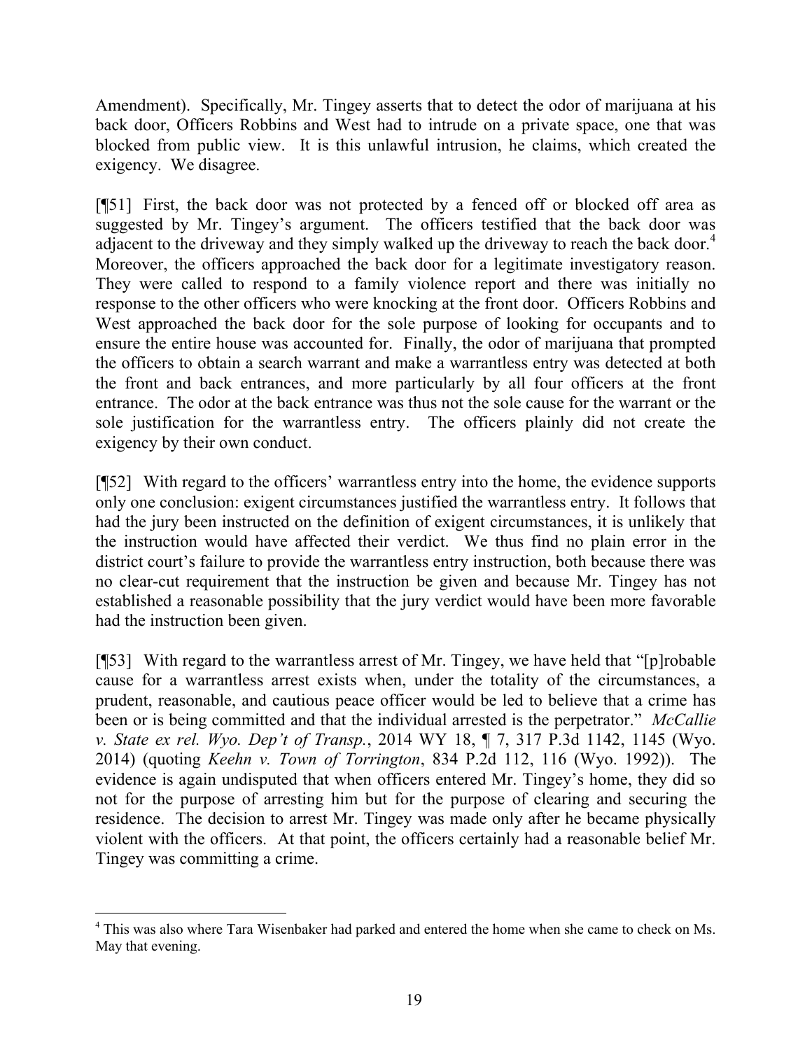Amendment). Specifically, Mr. Tingey asserts that to detect the odor of marijuana at his back door, Officers Robbins and West had to intrude on a private space, one that was blocked from public view. It is this unlawful intrusion, he claims, which created the exigency. We disagree.

[¶51] First, the back door was not protected by a fenced off or blocked off area as suggested by Mr. Tingey's argument. The officers testified that the back door was adjacent to the driveway and they simply walked up the driveway to reach the back door.[4] Moreover, the officers approached the back door for a legitimate investigatory reason. They were called to respond to a family violence report and there was initially no response to the other officers who were knocking at the front door. Officers Robbins and West approached the back door for the sole purpose of looking for occupants and to ensure the entire house was accounted for. Finally, the odor of marijuana that prompted the officers to obtain a search warrant and make a warrantless entry was detected at both the front and back entrances, and more particularly by all four officers at the front entrance. The odor at the back entrance was thus not the sole cause for the warrant or the sole justification for the warrantless entry. The officers plainly did not create the exigency by their own conduct.

[¶52] With regard to the officers' warrantless entry into the home, the evidence supports only one conclusion: exigent circumstances justified the warrantless entry. It follows that had the jury been instructed on the definition of exigent circumstances, it is unlikely that the instruction would have affected their verdict. We thus find no plain error in the district court's failure to provide the warrantless entry instruction, both because there was no clear-cut requirement that the instruction be given and because Mr. Tingey has not established a reasonable possibility that the jury verdict would have been more favorable had the instruction been given.

[¶53] With regard to the warrantless arrest of Mr. Tingey, we have held that "[p]robable cause for a warrantless arrest exists when, under the totality of the circumstances, a prudent, reasonable, and cautious peace officer would be led to believe that a crime has been or is being committed and that the individual arrested is the perpetrator." *McCallie v. State ex rel. Wyo. Dep't of Transp.*, 2014 WY 18, ¶ 7, 317 P.3d 1142, 1145 (Wyo. 2014) (quoting *Keehn v. Town of Torrington*, 834 P.2d 112, 116 (Wyo. 1992)). The evidence is again undisputed that when officers entered Mr. Tingey's home, they did so not for the purpose of arresting him but for the purpose of clearing and securing the residence. The decision to arrest Mr. Tingey was made only after he became physically violent with the officers. At that point, the officers certainly had a reasonable belief Mr. Tingey was committing a crime.

---

[4] This was also where Tara Wisenbaker had parked and entered the home when she came to check on Ms. May that evening.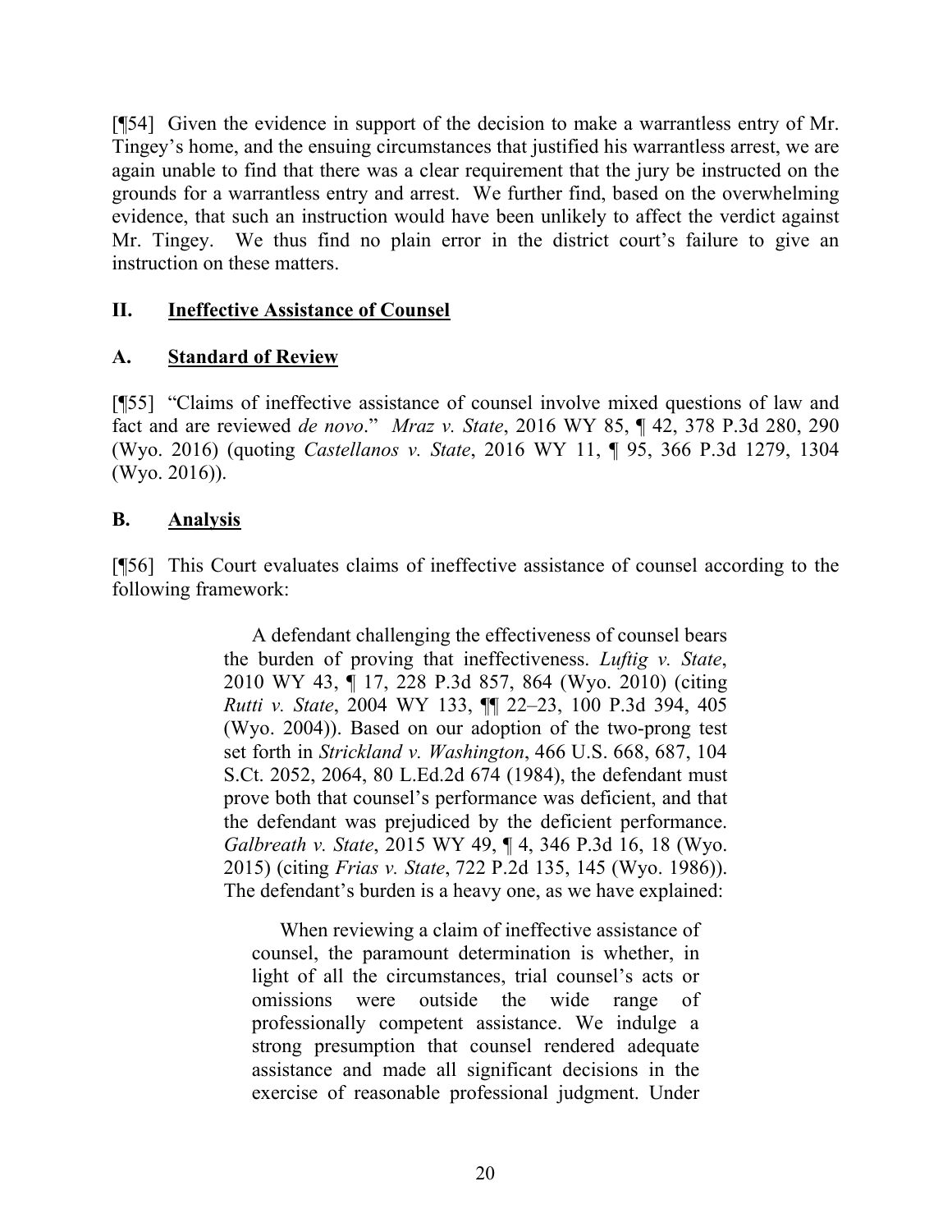[¶54] Given the evidence in support of the decision to make a warrantless entry of Mr. Tingey's home, and the ensuing circumstances that justified his warrantless arrest, we are again unable to find that there was a clear requirement that the jury be instructed on the grounds for a warrantless entry and arrest. We further find, based on the overwhelming evidence, that such an instruction would have been unlikely to affect the verdict against Mr. Tingey. We thus find no plain error in the district court's failure to give an instruction on these matters.

## II. Ineffective Assistance of Counsel

### A. Standard of Review

[¶55] "Claims of ineffective assistance of counsel involve mixed questions of law and fact and are reviewed *de novo*." *Mraz v. State*, 2016 WY 85, ¶ 42, 378 P.3d 280, 290 (Wyo. 2016) (quoting *Castellanos v. State*, 2016 WY 11, ¶ 95, 366 P.3d 1279, 1304 (Wyo. 2016)).

### B. Analysis

[¶56] This Court evaluates claims of ineffective assistance of counsel according to the following framework:

> A defendant challenging the effectiveness of counsel bears the burden of proving that ineffectiveness. *Luftig v. State*, 2010 WY 43, ¶ 17, 228 P.3d 857, 864 (Wyo. 2010) (citing *Rutti v. State*, 2004 WY 133, ¶¶ 22–23, 100 P.3d 394, 405 (Wyo. 2004)). Based on our adoption of the two-prong test set forth in *Strickland v. Washington*, 466 U.S. 668, 687, 104 S.Ct. 2052, 2064, 80 L.Ed.2d 674 (1984), the defendant must prove both that counsel's performance was deficient, and that the defendant was prejudiced by the deficient performance. *Galbreath v. State*, 2015 WY 49, ¶ 4, 346 P.3d 16, 18 (Wyo. 2015) (citing *Frias v. State*, 722 P.2d 135, 145 (Wyo. 1986)). The defendant's burden is a heavy one, as we have explained:
>
> > When reviewing a claim of ineffective assistance of counsel, the paramount determination is whether, in light of all the circumstances, trial counsel's acts or omissions were outside the wide range of professionally competent assistance. We indulge a strong presumption that counsel rendered adequate assistance and made all significant decisions in the exercise of reasonable professional judgment. Under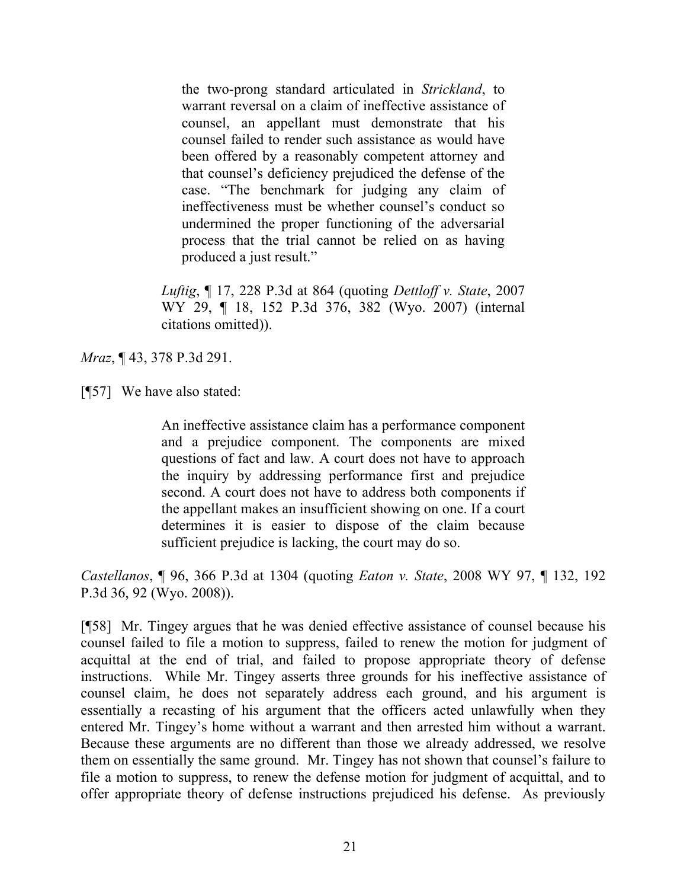> the two-prong standard articulated in *Strickland*, to warrant reversal on a claim of ineffective assistance of counsel, an appellant must demonstrate that his counsel failed to render such assistance as would have been offered by a reasonably competent attorney and that counsel's deficiency prejudiced the defense of the case. "The benchmark for judging any claim of ineffectiveness must be whether counsel's conduct so undermined the proper functioning of the adversarial process that the trial cannot be relied on as having produced a just result."
>
> *Luftig*, ¶ 17, 228 P.3d at 864 (quoting *Dettloff v. State*, 2007 WY 29, ¶ 18, 152 P.3d 376, 382 (Wyo. 2007) (internal citations omitted)).

*Mraz*, ¶ 43, 378 P.3d 291.

[¶57] We have also stated:

> An ineffective assistance claim has a performance component and a prejudice component. The components are mixed questions of fact and law. A court does not have to approach the inquiry by addressing performance first and prejudice second. A court does not have to address both components if the appellant makes an insufficient showing on one. If a court determines it is easier to dispose of the claim because sufficient prejudice is lacking, the court may do so.

*Castellanos*, ¶ 96, 366 P.3d at 1304 (quoting *Eaton v. State*, 2008 WY 97, ¶ 132, 192 P.3d 36, 92 (Wyo. 2008)).

[¶58] Mr. Tingey argues that he was denied effective assistance of counsel because his counsel failed to file a motion to suppress, failed to renew the motion for judgment of acquittal at the end of trial, and failed to propose appropriate theory of defense instructions. While Mr. Tingey asserts three grounds for his ineffective assistance of counsel claim, he does not separately address each ground, and his argument is essentially a recasting of his argument that the officers acted unlawfully when they entered Mr. Tingey's home without a warrant and then arrested him without a warrant. Because these arguments are no different than those we already addressed, we resolve them on essentially the same ground. Mr. Tingey has not shown that counsel's failure to file a motion to suppress, to renew the defense motion for judgment of acquittal, and to offer appropriate theory of defense instructions prejudiced his defense. As previously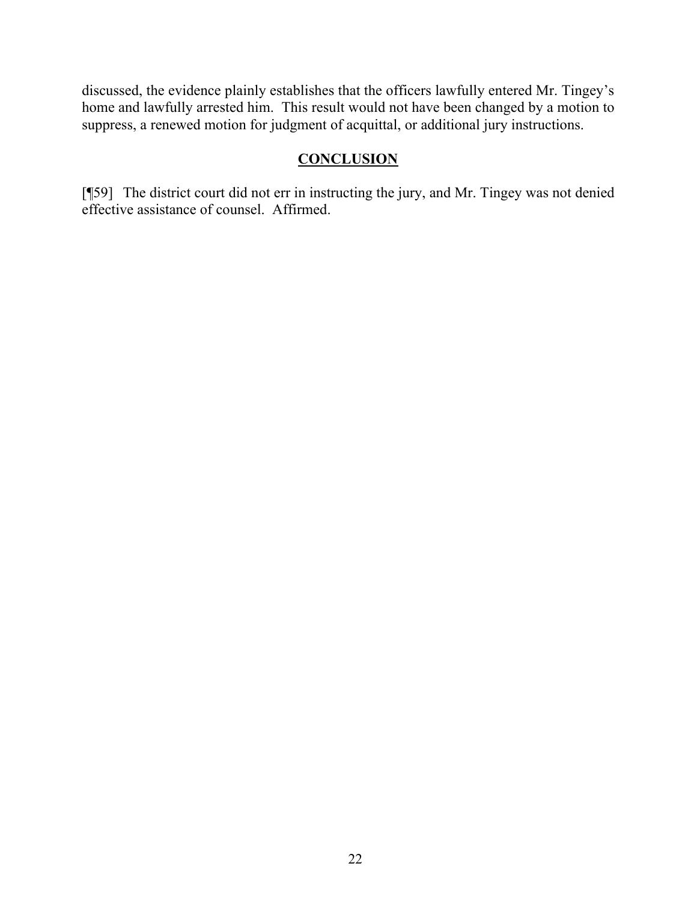discussed, the evidence plainly establishes that the officers lawfully entered Mr. Tingey's home and lawfully arrested him. This result would not have been changed by a motion to suppress, a renewed motion for judgment of acquittal, or additional jury instructions.

## CONCLUSION

[¶59] The district court did not err in instructing the jury, and Mr. Tingey was not denied effective assistance of counsel. Affirmed.